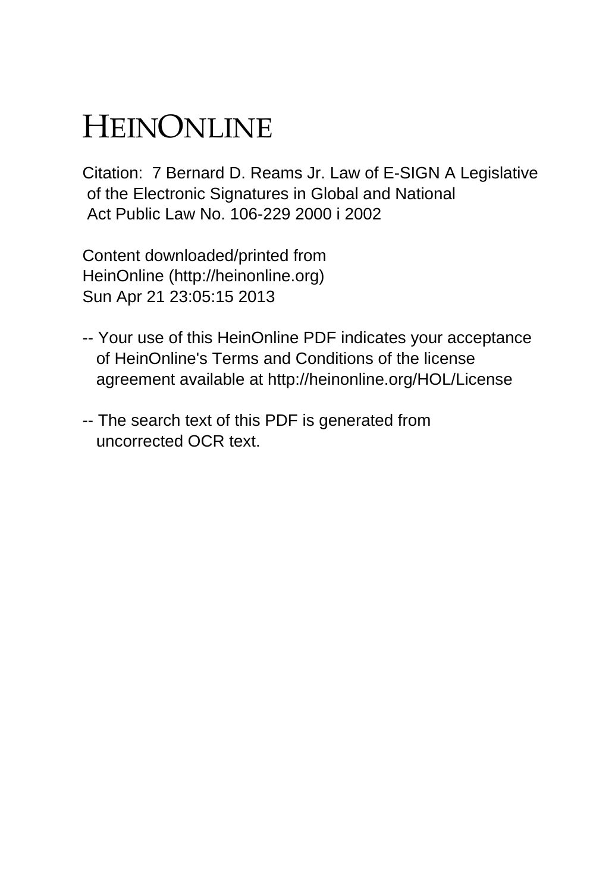# HEINONLINE

Citation: 7 Bernard D. Reams Jr. Law of E-SIGN A Legislative
of the Electronic Signatures in Global and National
Act Public Law No. 106-229 2000 i 2002

Content downloaded/printed from
HeinOnline (http://heinonline.org)
Sun Apr 21 23:05:15 2013

-- Your use of this HeinOnline PDF indicates your acceptance
of HeinOnline's Terms and Conditions of the license
agreement available at http://heinonline.org/HOL/License

-- The search text of this PDF is generated from
uncorrected OCR text.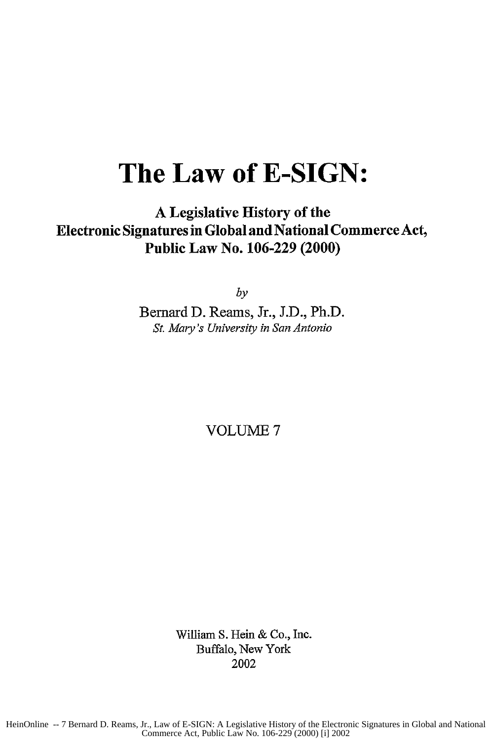# The Law of E-SIGN:

## A Legislative History of the Electronic Signatures in Global and National Commerce Act, Public Law No. 106-229 (2000)

*by*

Bernard D. Reams, Jr., J.D., Ph.D.

*St. Mary's University in San Antonio*

VOLUME 7

William S. Hein & Co., Inc.
Buffalo, New York
2002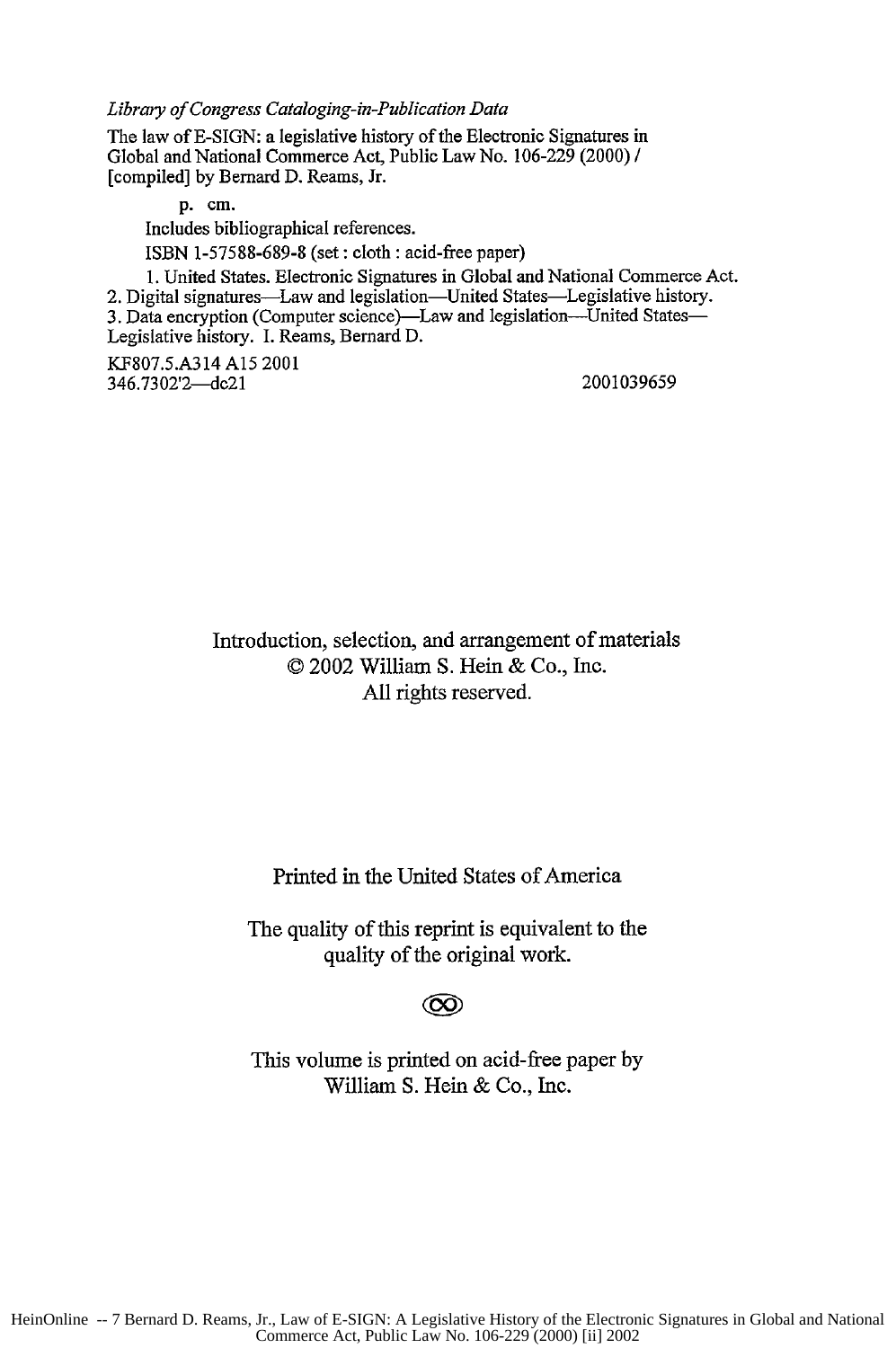*Library of Congress Cataloging-in-Publication Data*

The law of E-SIGN: a legislative history of the Electronic Signatures in Global and National Commerce Act, Public Law No. 106-229 (2000) / [compiled] by Bernard D. Reams, Jr.

p. cm.

Includes bibliographical references.

ISBN 1-57588-689-8 (set : cloth : acid-free paper)

1. United States. Electronic Signatures in Global and National Commerce Act. 2. Digital signatures—Law and legislation—United States—Legislative history. 3. Data encryption (Computer science)—Law and legislation—United States—Legislative history. I. Reams, Bernard D.

KF807.5.A314 A15 2001
346.7302'2—dc21 2001039659

Introduction, selection, and arrangement of materials
© 2002 William S. Hein & Co., Inc.
All rights reserved.

Printed in the United States of America

The quality of this reprint is equivalent to the quality of the original work.

∞

This volume is printed on acid-free paper by William S. Hein & Co., Inc.